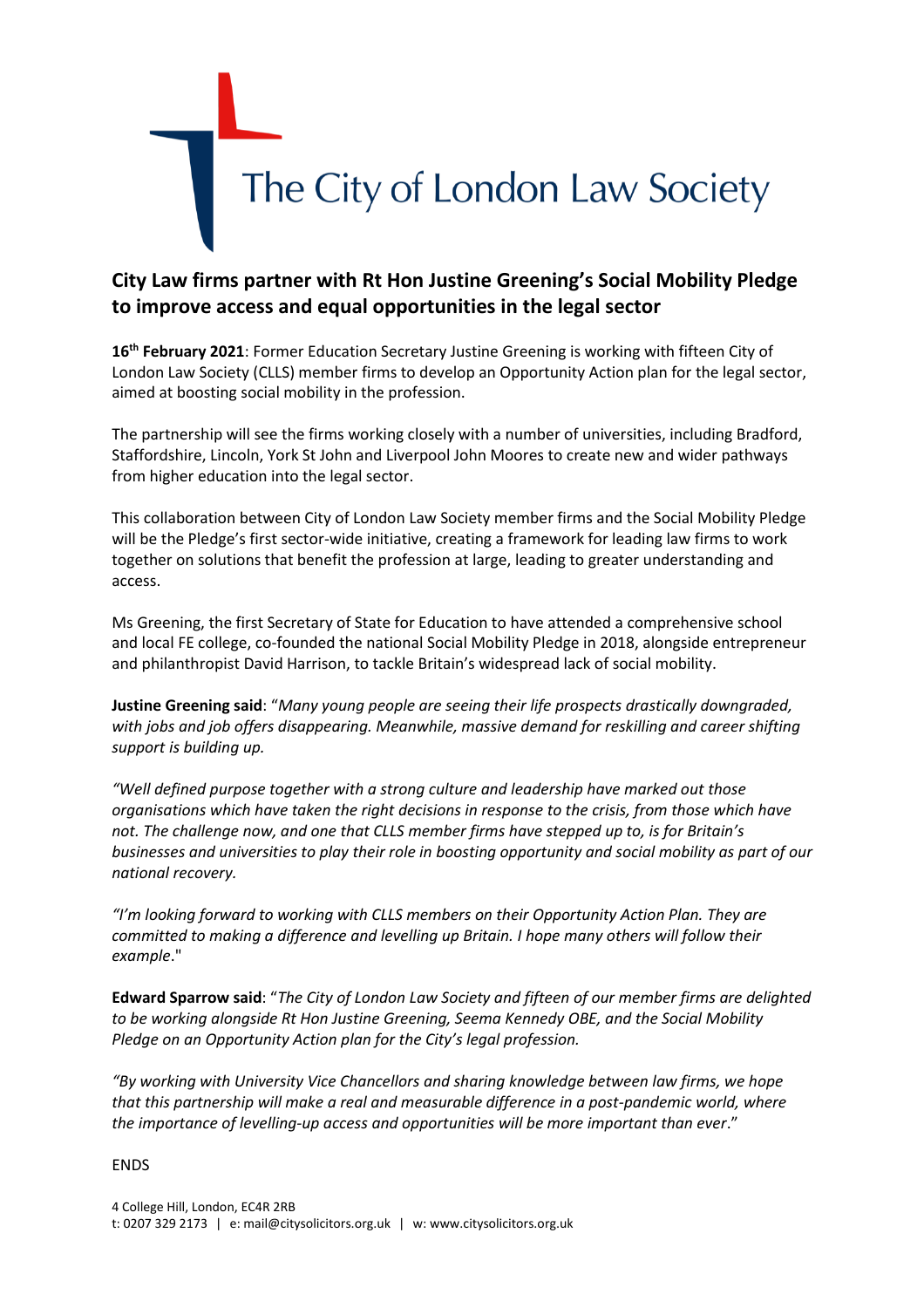The City of London Law Society

## City Law firms partner with Rt Hon Justine Greening's Social Mobility Pledge to improve access and equal opportunities in the legal sector

**16th February 2021**: Former Education Secretary Justine Greening is working with fifteen City of London Law Society (CLLS) member firms to develop an Opportunity Action plan for the legal sector, aimed at boosting social mobility in the profession.

The partnership will see the firms working closely with a number of universities, including Bradford, Staffordshire, Lincoln, York St John and Liverpool John Moores to create new and wider pathways from higher education into the legal sector.

This collaboration between City of London Law Society member firms and the Social Mobility Pledge will be the Pledge's first sector-wide initiative, creating a framework for leading law firms to work together on solutions that benefit the profession at large, leading to greater understanding and access.

Ms Greening, the first Secretary of State for Education to have attended a comprehensive school and local FE college, co-founded the national Social Mobility Pledge in 2018, alongside entrepreneur and philanthropist David Harrison, to tackle Britain's widespread lack of social mobility.

**Justine Greening said**: "*Many young people are seeing their life prospects drastically downgraded, with jobs and job offers disappearing. Meanwhile, massive demand for reskilling and career shifting support is building up.*

*"Well defined purpose together with a strong culture and leadership have marked out those organisations which have taken the right decisions in response to the crisis, from those which have not. The challenge now, and one that CLLS member firms have stepped up to, is for Britain's businesses and universities to play their role in boosting opportunity and social mobility as part of our national recovery.*

*"I'm looking forward to working with CLLS members on their Opportunity Action Plan. They are committed to making a difference and levelling up Britain. I hope many others will follow their example*."

**Edward Sparrow said**: "*The City of London Law Society and fifteen of our member firms are delighted to be working alongside Rt Hon Justine Greening, Seema Kennedy OBE, and the Social Mobility Pledge on an Opportunity Action plan for the City's legal profession.*

*"By working with University Vice Chancellors and sharing knowledge between law firms, we hope that this partnership will make a real and measurable difference in a post-pandemic world, where the importance of levelling-up access and opportunities will be more important than ever*."

ENDS

4 College Hill, London, EC4R 2RB
t: 0207 329 2173 | e: mail@citysolicitors.org.uk | w: www.citysolicitors.org.uk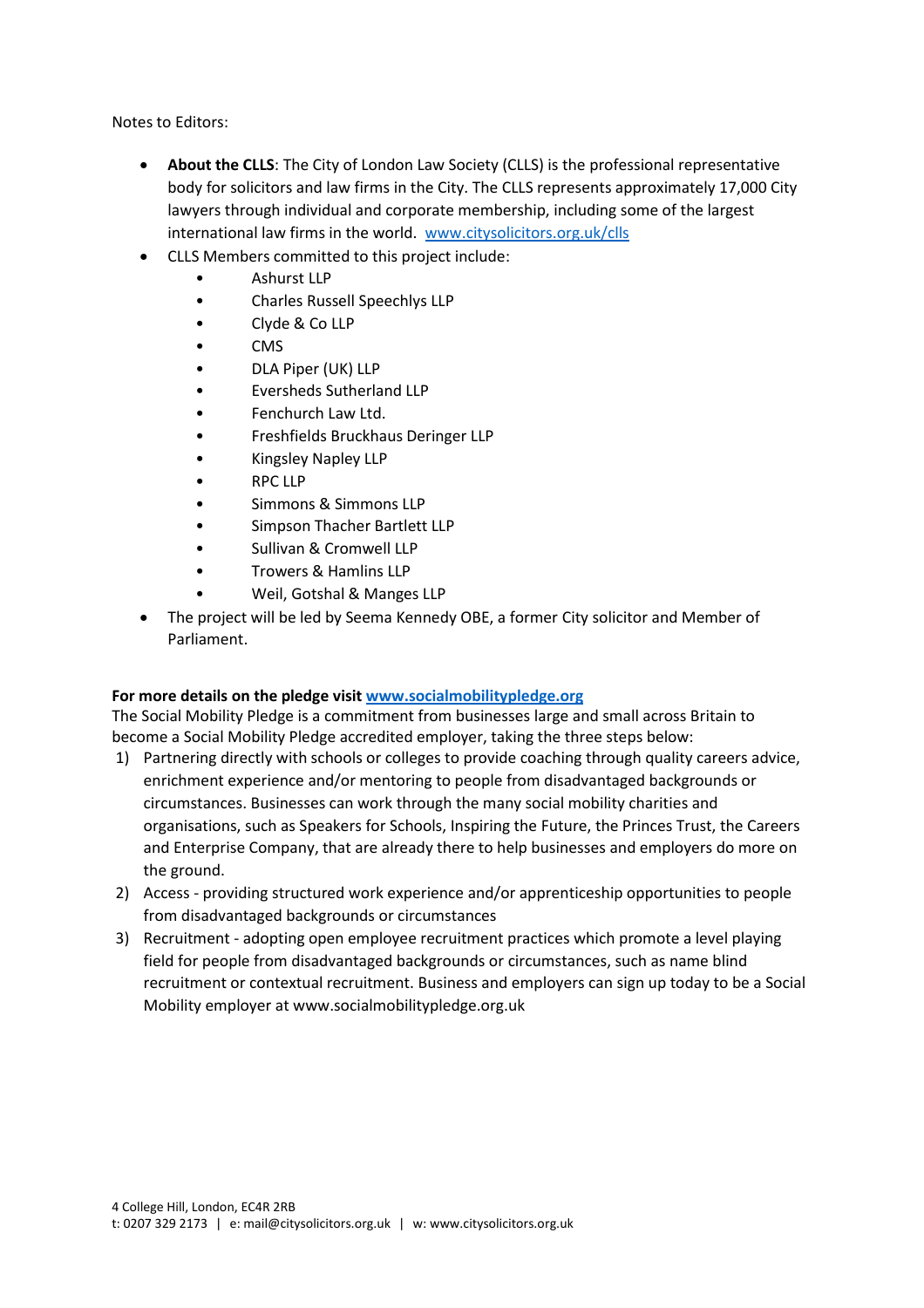Notes to Editors:

- **About the CLLS**: The City of London Law Society (CLLS) is the professional representative body for solicitors and law firms in the City. The CLLS represents approximately 17,000 City lawyers through individual and corporate membership, including some of the largest international law firms in the world. [www.citysolicitors.org.uk/clls](www.citysolicitors.org.uk/clls)
- CLLS Members committed to this project include:
    - Ashurst LLP
    - Charles Russell Speechlys LLP
    - Clyde & Co LLP
    - CMS
    - DLA Piper (UK) LLP
    - Eversheds Sutherland LLP
    - Fenchurch Law Ltd.
    - Freshfields Bruckhaus Deringer LLP
    - Kingsley Napley LLP
    - RPC LLP
    - Simmons & Simmons LLP
    - Simpson Thacher Bartlett LLP
    - Sullivan & Cromwell LLP
    - Trowers & Hamlins LLP
    - Weil, Gotshal & Manges LLP
- The project will be led by Seema Kennedy OBE, a former City solicitor and Member of Parliament.

**For more details on the pledge visit [www.socialmobilitypledge.org](www.socialmobilitypledge.org)**

The Social Mobility Pledge is a commitment from businesses large and small across Britain to become a Social Mobility Pledge accredited employer, taking the three steps below:

1) Partnering directly with schools or colleges to provide coaching through quality careers advice, enrichment experience and/or mentoring to people from disadvantaged backgrounds or circumstances. Businesses can work through the many social mobility charities and organisations, such as Speakers for Schools, Inspiring the Future, the Princes Trust, the Careers and Enterprise Company, that are already there to help businesses and employers do more on the ground.
2) Access - providing structured work experience and/or apprenticeship opportunities to people from disadvantaged backgrounds or circumstances
3) Recruitment - adopting open employee recruitment practices which promote a level playing field for people from disadvantaged backgrounds or circumstances, such as name blind recruitment or contextual recruitment. Business and employers can sign up today to be a Social Mobility employer at www.socialmobilitypledge.org.uk

4 College Hill, London, EC4R 2RB
t: 0207 329 2173 | e: mail@citysolicitors.org.uk | w: www.citysolicitors.org.uk